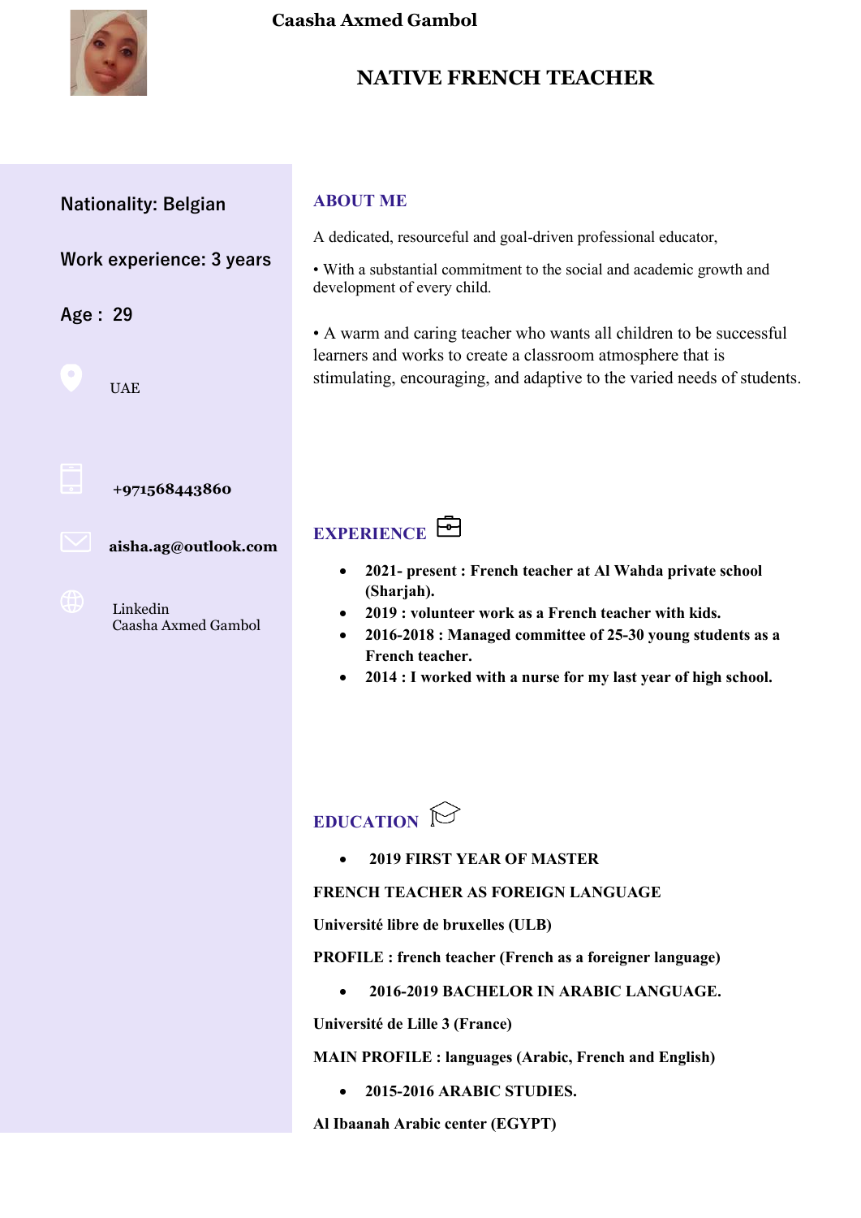# Caasha Axmed Gambol

## NATIVE FRENCH TEACHER

Nationality: Belgian

Work experience: 3 years

Age : 29

UAE

+971568443860

aisha.ag@outlook.com

Linkedin
Caasha Axmed Gambol

## ABOUT ME

A dedicated, resourceful and goal-driven professional educator,

• With a substantial commitment to the social and academic growth and development of every child.

• A warm and caring teacher who wants all children to be successful learners and works to create a classroom atmosphere that is stimulating, encouraging, and adaptive to the varied needs of students.

## EXPERIENCE

- **2021- present : French teacher at Al Wahda private school (Sharjah).**
- **2019 : volunteer work as a French teacher with kids.**
- **2016-2018 : Managed committee of 25-30 young students as a French teacher.**
- **2014 : I worked with a nurse for my last year of high school.**

## EDUCATION

- **2019 FIRST YEAR OF MASTER**

**FRENCH TEACHER AS FOREIGN LANGUAGE**

**Université libre de bruxelles (ULB)**

**PROFILE : french teacher (French as a foreigner language)**

- **2016-2019 BACHELOR IN ARABIC LANGUAGE.**

**Université de Lille 3 (France)**

**MAIN PROFILE : languages (Arabic, French and English)**

- **2015-2016 ARABIC STUDIES.**

**Al Ibaanah Arabic center (EGYPT)**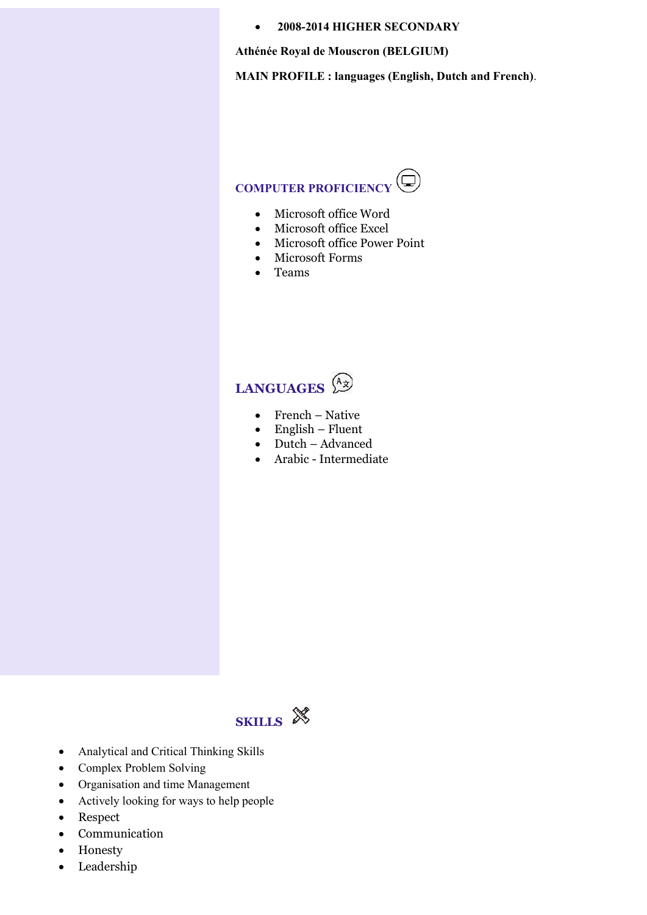- **2008-2014 HIGHER SECONDARY**

**Athénée Royal de Mouscron (BELGIUM)**

**MAIN PROFILE : languages (English, Dutch and French)**.

## COMPUTER PROFICIENCY

- Microsoft office Word
- Microsoft office Excel
- Microsoft office Power Point
- Microsoft Forms
- Teams

## LANGUAGES

- French – Native
- English – Fluent
- Dutch – Advanced
- Arabic - Intermediate

## SKILLS

- Analytical and Critical Thinking Skills
- Complex Problem Solving
- Organisation and time Management
- Actively looking for ways to help people
- Respect
- Communication
- Honesty
- Leadership